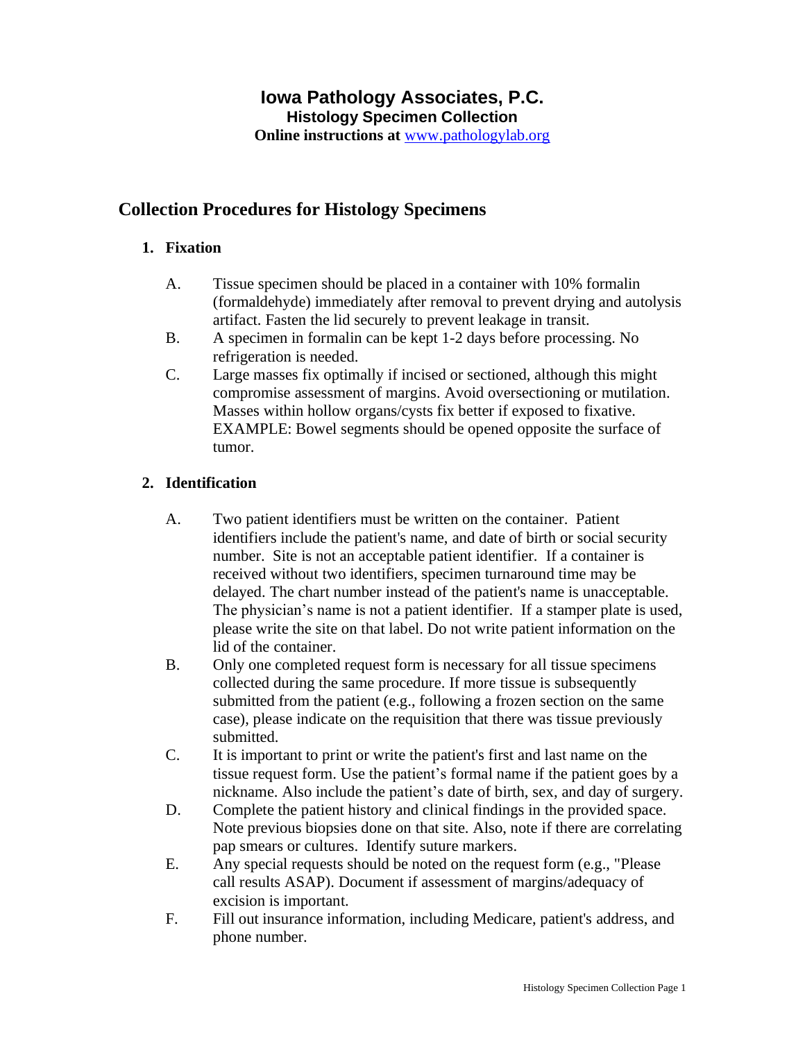# Iowa Pathology Associates, P.C.

### Histology Specimen Collection

**Online instructions at** [www.pathologylab.org](http://www.pathologylab.org)

## Collection Procedures for Histology Specimens

### 1. Fixation

A. Tissue specimen should be placed in a container with 10% formalin (formaldehyde) immediately after removal to prevent drying and autolysis artifact. Fasten the lid securely to prevent leakage in transit.

B. A specimen in formalin can be kept 1-2 days before processing. No refrigeration is needed.

C. Large masses fix optimally if incised or sectioned, although this might compromise assessment of margins. Avoid oversectioning or mutilation. Masses within hollow organs/cysts fix better if exposed to fixative. EXAMPLE: Bowel segments should be opened opposite the surface of tumor.

### 2. Identification

A. Two patient identifiers must be written on the container. Patient identifiers include the patient's name, and date of birth or social security number. Site is not an acceptable patient identifier. If a container is received without two identifiers, specimen turnaround time may be delayed. The chart number instead of the patient's name is unacceptable. The physician's name is not a patient identifier. If a stamper plate is used, please write the site on that label. Do not write patient information on the lid of the container.

B. Only one completed request form is necessary for all tissue specimens collected during the same procedure. If more tissue is subsequently submitted from the patient (e.g., following a frozen section on the same case), please indicate on the requisition that there was tissue previously submitted.

C. It is important to print or write the patient's first and last name on the tissue request form. Use the patient's formal name if the patient goes by a nickname. Also include the patient's date of birth, sex, and day of surgery.

D. Complete the patient history and clinical findings in the provided space. Note previous biopsies done on that site. Also, note if there are correlating pap smears or cultures. Identify suture markers.

E. Any special requests should be noted on the request form (e.g., "Please call results ASAP). Document if assessment of margins/adequacy of excision is important.

F. Fill out insurance information, including Medicare, patient's address, and phone number.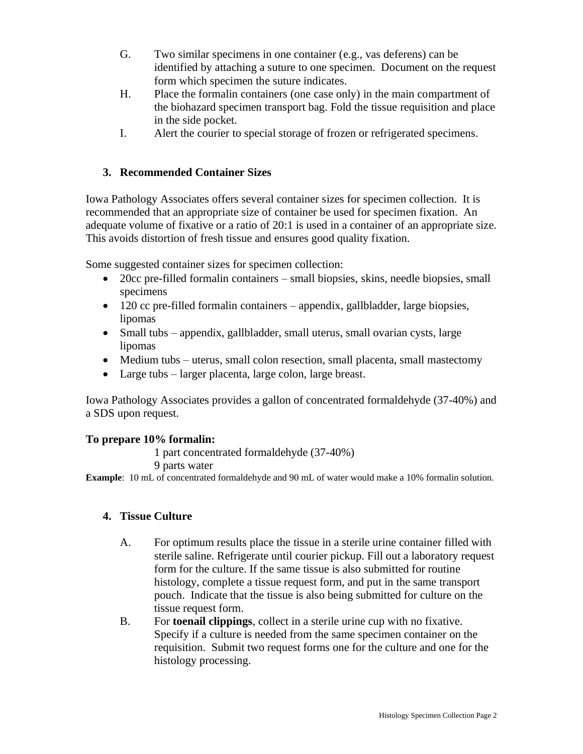G. Two similar specimens in one container (e.g., vas deferens) can be identified by attaching a suture to one specimen. Document on the request form which specimen the suture indicates.

H. Place the formalin containers (one case only) in the main compartment of the biohazard specimen transport bag. Fold the tissue requisition and place in the side pocket.

I. Alert the courier to special storage of frozen or refrigerated specimens.

### 3. Recommended Container Sizes

Iowa Pathology Associates offers several container sizes for specimen collection. It is recommended that an appropriate size of container be used for specimen fixation. An adequate volume of fixative or a ratio of 20:1 is used in a container of an appropriate size. This avoids distortion of fresh tissue and ensures good quality fixation.

Some suggested container sizes for specimen collection:

- 20cc pre-filled formalin containers – small biopsies, skins, needle biopsies, small specimens
- 120 cc pre-filled formalin containers – appendix, gallbladder, large biopsies, lipomas
- Small tubs – appendix, gallbladder, small uterus, small ovarian cysts, large lipomas
- Medium tubs – uterus, small colon resection, small placenta, small mastectomy
- Large tubs – larger placenta, large colon, large breast.

Iowa Pathology Associates provides a gallon of concentrated formaldehyde (37-40%) and a SDS upon request.

**To prepare 10% formalin:**

1 part concentrated formaldehyde (37-40%)
9 parts water

**Example**: 10 mL of concentrated formaldehyde and 90 mL of water would make a 10% formalin solution.

### 4. Tissue Culture

A. For optimum results place the tissue in a sterile urine container filled with sterile saline. Refrigerate until courier pickup. Fill out a laboratory request form for the culture. If the same tissue is also submitted for routine histology, complete a tissue request form, and put in the same transport pouch. Indicate that the tissue is also being submitted for culture on the tissue request form.

B. For **toenail clippings**, collect in a sterile urine cup with no fixative. Specify if a culture is needed from the same specimen container on the requisition. Submit two request forms one for the culture and one for the histology processing.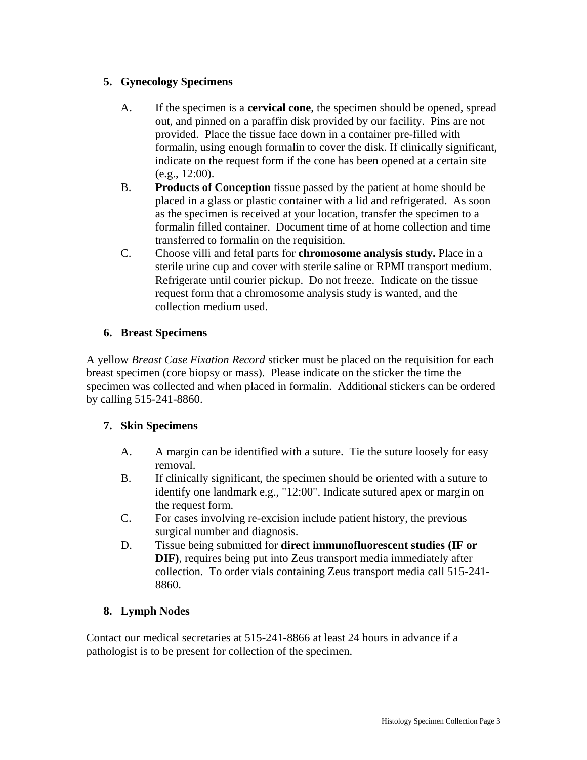## 5. Gynecology Specimens

A. If the specimen is a **cervical cone**, the specimen should be opened, spread out, and pinned on a paraffin disk provided by our facility. Pins are not provided. Place the tissue face down in a container pre-filled with formalin, using enough formalin to cover the disk. If clinically significant, indicate on the request form if the cone has been opened at a certain site (e.g., 12:00).

B. **Products of Conception** tissue passed by the patient at home should be placed in a glass or plastic container with a lid and refrigerated. As soon as the specimen is received at your location, transfer the specimen to a formalin filled container. Document time of at home collection and time transferred to formalin on the requisition.

C. Choose villi and fetal parts for **chromosome analysis study.** Place in a sterile urine cup and cover with sterile saline or RPMI transport medium. Refrigerate until courier pickup. Do not freeze. Indicate on the tissue request form that a chromosome analysis study is wanted, and the collection medium used.

## 6. Breast Specimens

A yellow *Breast Case Fixation Record* sticker must be placed on the requisition for each breast specimen (core biopsy or mass). Please indicate on the sticker the time the specimen was collected and when placed in formalin. Additional stickers can be ordered by calling 515-241-8860.

## 7. Skin Specimens

A. A margin can be identified with a suture. Tie the suture loosely for easy removal.

B. If clinically significant, the specimen should be oriented with a suture to identify one landmark e.g., "12:00". Indicate sutured apex or margin on the request form.

C. For cases involving re-excision include patient history, the previous surgical number and diagnosis.

D. Tissue being submitted for **direct immunofluorescent studies (IF or DIF)**, requires being put into Zeus transport media immediately after collection. To order vials containing Zeus transport media call 515-241-8860.

## 8. Lymph Nodes

Contact our medical secretaries at 515-241-8866 at least 24 hours in advance if a pathologist is to be present for collection of the specimen.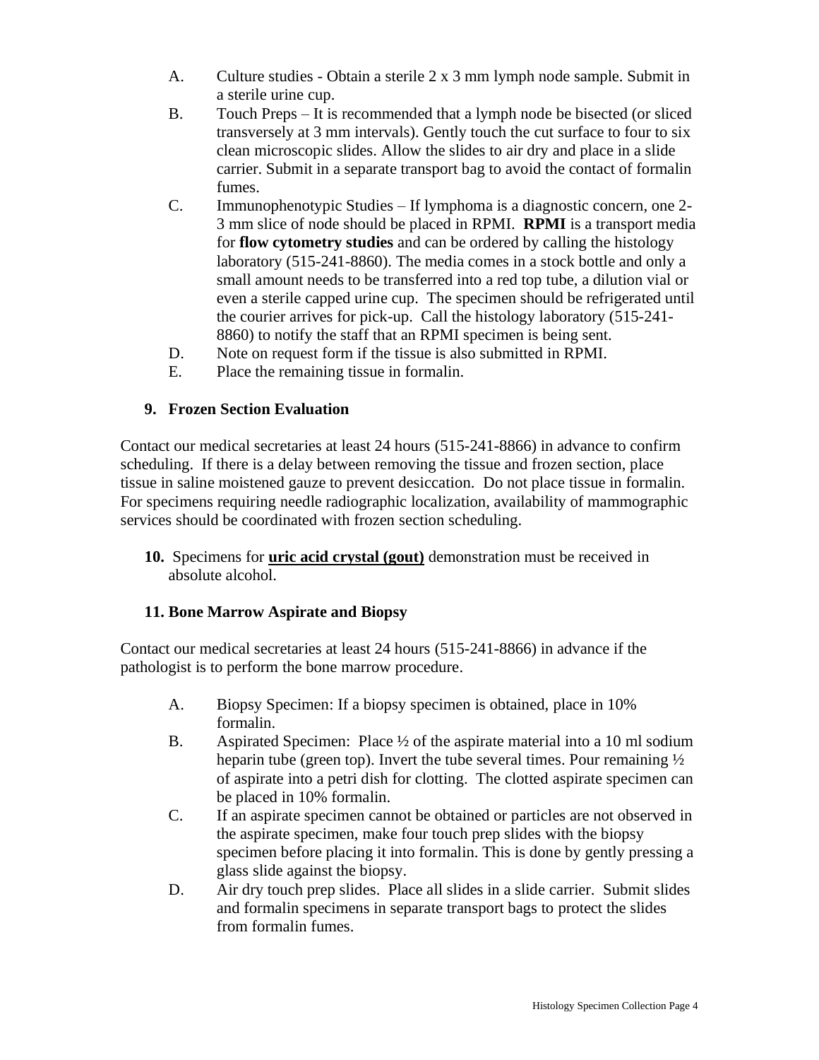A. Culture studies - Obtain a sterile 2 x 3 mm lymph node sample. Submit in a sterile urine cup.
B. Touch Preps – It is recommended that a lymph node be bisected (or sliced transversely at 3 mm intervals). Gently touch the cut surface to four to six clean microscopic slides. Allow the slides to air dry and place in a slide carrier. Submit in a separate transport bag to avoid the contact of formalin fumes.
C. Immunophenotypic Studies – If lymphoma is a diagnostic concern, one 2-3 mm slice of node should be placed in RPMI. **RPMI** is a transport media for **flow cytometry studies** and can be ordered by calling the histology laboratory (515-241-8860). The media comes in a stock bottle and only a small amount needs to be transferred into a red top tube, a dilution vial or even a sterile capped urine cup. The specimen should be refrigerated until the courier arrives for pick-up. Call the histology laboratory (515-241-8860) to notify the staff that an RPMI specimen is being sent.
D. Note on request form if the tissue is also submitted in RPMI.
E. Place the remaining tissue in formalin.

**9. Frozen Section Evaluation**

Contact our medical secretaries at least 24 hours (515-241-8866) in advance to confirm scheduling. If there is a delay between removing the tissue and frozen section, place tissue in saline moistened gauze to prevent desiccation. Do not place tissue in formalin. For specimens requiring needle radiographic localization, availability of mammographic services should be coordinated with frozen section scheduling.

**10.** Specimens for **uric acid crystal (gout)** demonstration must be received in absolute alcohol.

**11. Bone Marrow Aspirate and Biopsy**

Contact our medical secretaries at least 24 hours (515-241-8866) in advance if the pathologist is to perform the bone marrow procedure.

A. Biopsy Specimen: If a biopsy specimen is obtained, place in 10% formalin.
B. Aspirated Specimen: Place ½ of the aspirate material into a 10 ml sodium heparin tube (green top). Invert the tube several times. Pour remaining ½ of aspirate into a petri dish for clotting. The clotted aspirate specimen can be placed in 10% formalin.
C. If an aspirate specimen cannot be obtained or particles are not observed in the aspirate specimen, make four touch prep slides with the biopsy specimen before placing it into formalin. This is done by gently pressing a glass slide against the biopsy.
D. Air dry touch prep slides. Place all slides in a slide carrier. Submit slides and formalin specimens in separate transport bags to protect the slides from formalin fumes.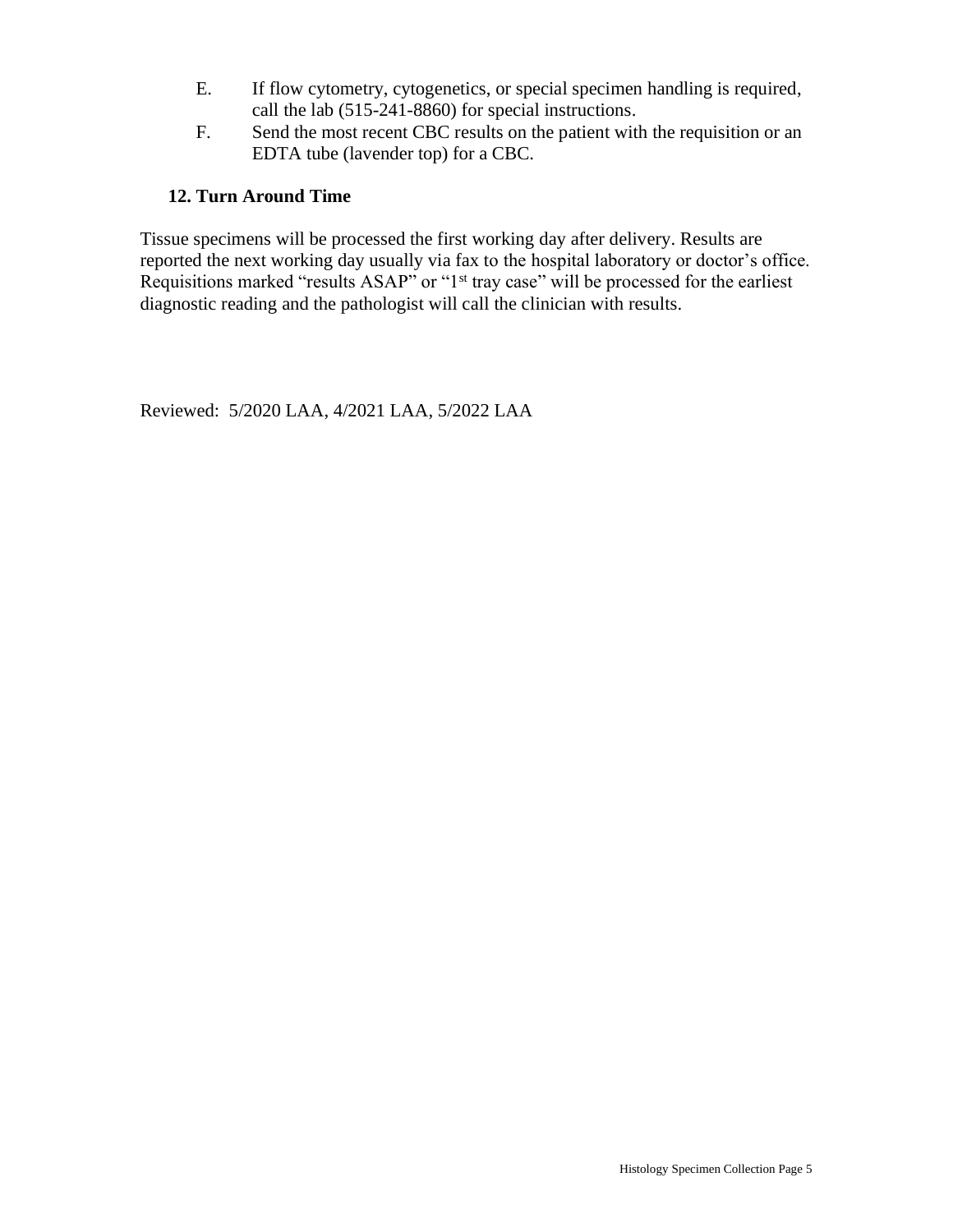E. If flow cytometry, cytogenetics, or special specimen handling is required, call the lab (515-241-8860) for special instructions.

F. Send the most recent CBC results on the patient with the requisition or an EDTA tube (lavender top) for a CBC.

## 12. Turn Around Time

Tissue specimens will be processed the first working day after delivery. Results are reported the next working day usually via fax to the hospital laboratory or doctor's office. Requisitions marked "results ASAP" or "1st tray case" will be processed for the earliest diagnostic reading and the pathologist will call the clinician with results.

Reviewed: 5/2020 LAA, 4/2021 LAA, 5/2022 LAA